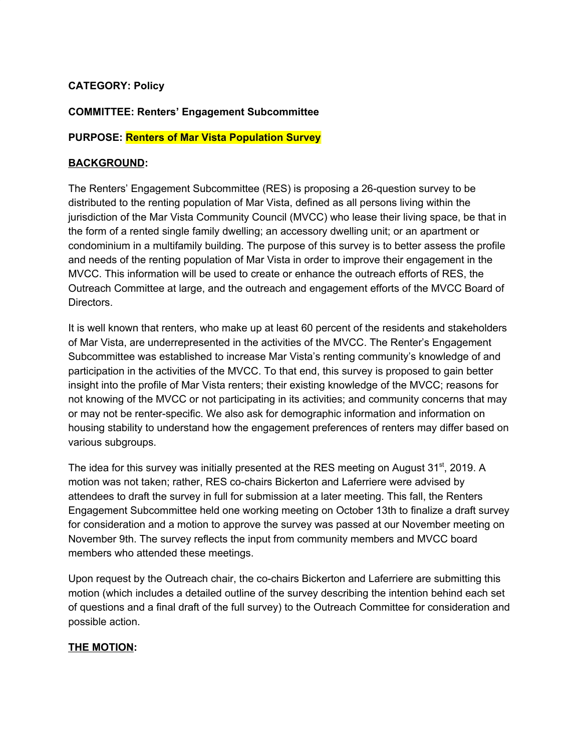**CATEGORY: Policy**

**COMMITTEE: Renters' Engagement Subcommittee**

**PURPOSE: Renters of Mar Vista Population Survey**

**BACKGROUND:**

The Renters' Engagement Subcommittee (RES) is proposing a 26-question survey to be distributed to the renting population of Mar Vista, defined as all persons living within the jurisdiction of the Mar Vista Community Council (MVCC) who lease their living space, be that in the form of a rented single family dwelling; an accessory dwelling unit; or an apartment or condominium in a multifamily building. The purpose of this survey is to better assess the profile and needs of the renting population of Mar Vista in order to improve their engagement in the MVCC. This information will be used to create or enhance the outreach efforts of RES, the Outreach Committee at large, and the outreach and engagement efforts of the MVCC Board of Directors.

It is well known that renters, who make up at least 60 percent of the residents and stakeholders of Mar Vista, are underrepresented in the activities of the MVCC. The Renter's Engagement Subcommittee was established to increase Mar Vista's renting community's knowledge of and participation in the activities of the MVCC. To that end, this survey is proposed to gain better insight into the profile of Mar Vista renters; their existing knowledge of the MVCC; reasons for not knowing of the MVCC or not participating in its activities; and community concerns that may or may not be renter-specific. We also ask for demographic information and information on housing stability to understand how the engagement preferences of renters may differ based on various subgroups.

The idea for this survey was initially presented at the RES meeting on August 31st, 2019. A motion was not taken; rather, RES co-chairs Bickerton and Laferriere were advised by attendees to draft the survey in full for submission at a later meeting. This fall, the Renters Engagement Subcommittee held one working meeting on October 13th to finalize a draft survey for consideration and a motion to approve the survey was passed at our November meeting on November 9th. The survey reflects the input from community members and MVCC board members who attended these meetings.

Upon request by the Outreach chair, the co-chairs Bickerton and Laferriere are submitting this motion (which includes a detailed outline of the survey describing the intention behind each set of questions and a final draft of the full survey) to the Outreach Committee for consideration and possible action.

**THE MOTION:**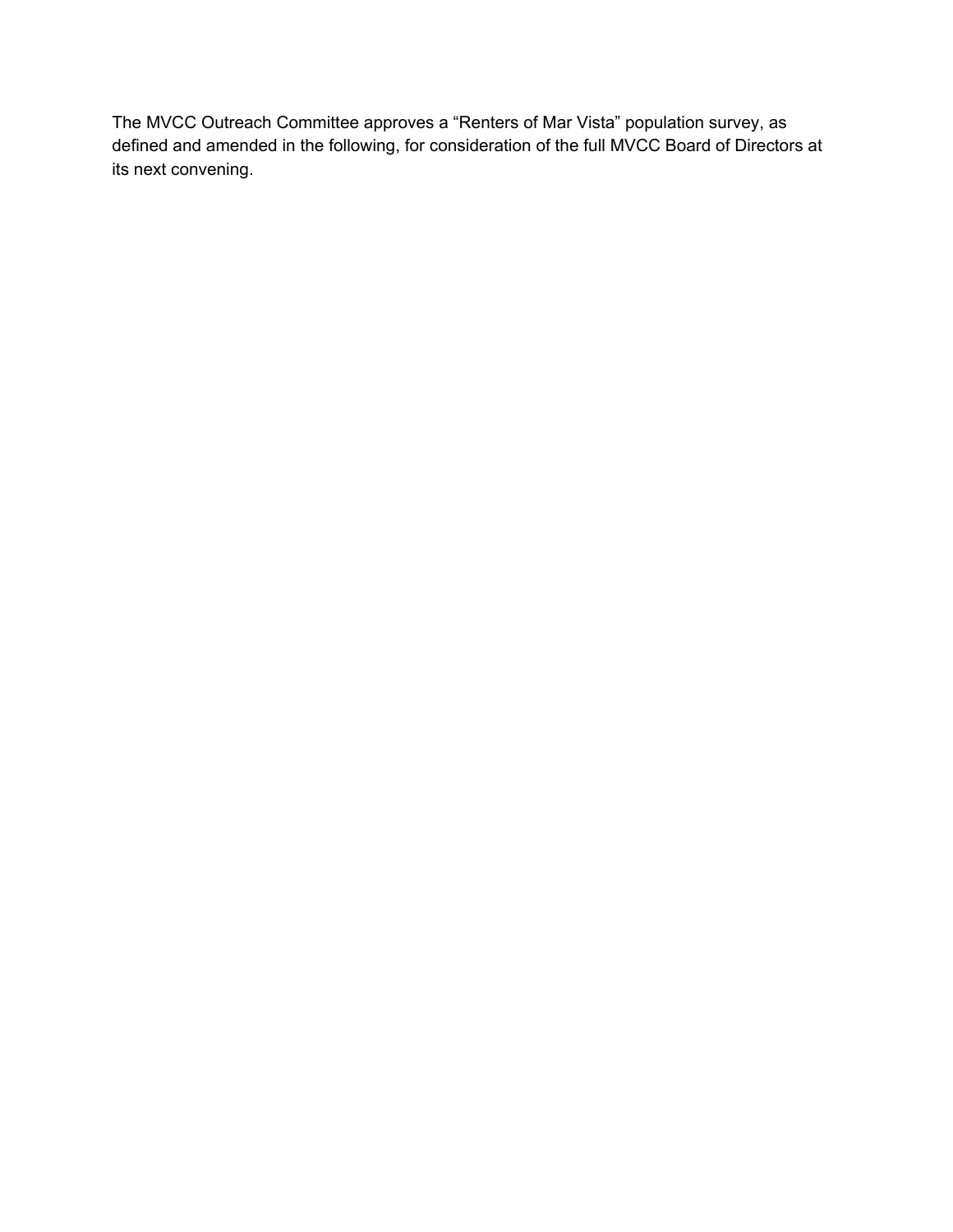The MVCC Outreach Committee approves a “Renters of Mar Vista” population survey, as defined and amended in the following, for consideration of the full MVCC Board of Directors at its next convening.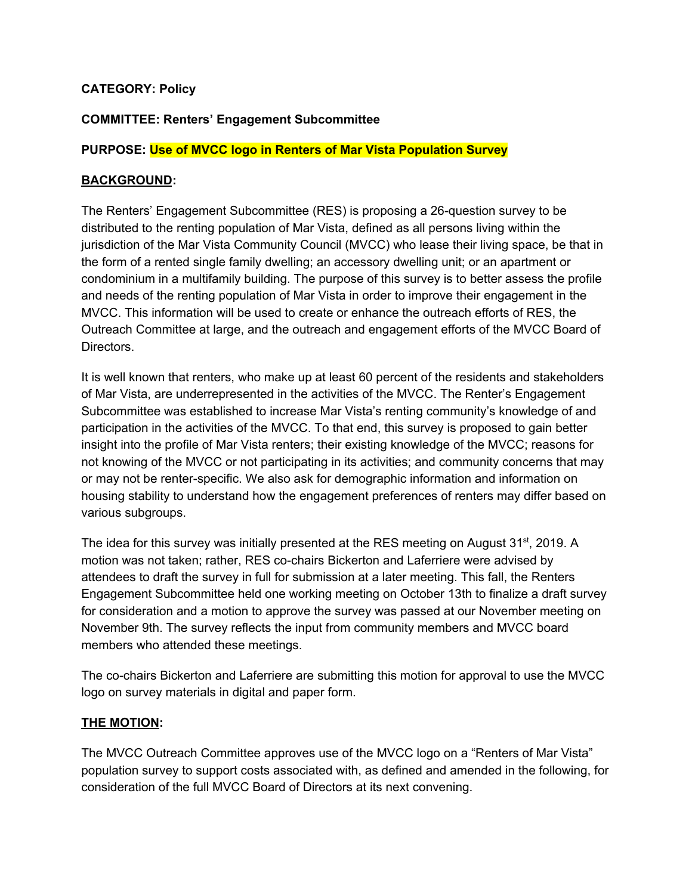**CATEGORY: Policy**

**COMMITTEE: Renters' Engagement Subcommittee**

**PURPOSE: Use of MVCC logo in Renters of Mar Vista Population Survey**

**BACKGROUND:**

The Renters' Engagement Subcommittee (RES) is proposing a 26-question survey to be distributed to the renting population of Mar Vista, defined as all persons living within the jurisdiction of the Mar Vista Community Council (MVCC) who lease their living space, be that in the form of a rented single family dwelling; an accessory dwelling unit; or an apartment or condominium in a multifamily building. The purpose of this survey is to better assess the profile and needs of the renting population of Mar Vista in order to improve their engagement in the MVCC. This information will be used to create or enhance the outreach efforts of RES, the Outreach Committee at large, and the outreach and engagement efforts of the MVCC Board of Directors.

It is well known that renters, who make up at least 60 percent of the residents and stakeholders of Mar Vista, are underrepresented in the activities of the MVCC. The Renter's Engagement Subcommittee was established to increase Mar Vista's renting community's knowledge of and participation in the activities of the MVCC. To that end, this survey is proposed to gain better insight into the profile of Mar Vista renters; their existing knowledge of the MVCC; reasons for not knowing of the MVCC or not participating in its activities; and community concerns that may or may not be renter-specific. We also ask for demographic information and information on housing stability to understand how the engagement preferences of renters may differ based on various subgroups.

The idea for this survey was initially presented at the RES meeting on August 31st, 2019. A motion was not taken; rather, RES co-chairs Bickerton and Laferriere were advised by attendees to draft the survey in full for submission at a later meeting. This fall, the Renters Engagement Subcommittee held one working meeting on October 13th to finalize a draft survey for consideration and a motion to approve the survey was passed at our November meeting on November 9th. The survey reflects the input from community members and MVCC board members who attended these meetings.

The co-chairs Bickerton and Laferriere are submitting this motion for approval to use the MVCC logo on survey materials in digital and paper form.

**THE MOTION:**

The MVCC Outreach Committee approves use of the MVCC logo on a "Renters of Mar Vista" population survey to support costs associated with, as defined and amended in the following, for consideration of the full MVCC Board of Directors at its next convening.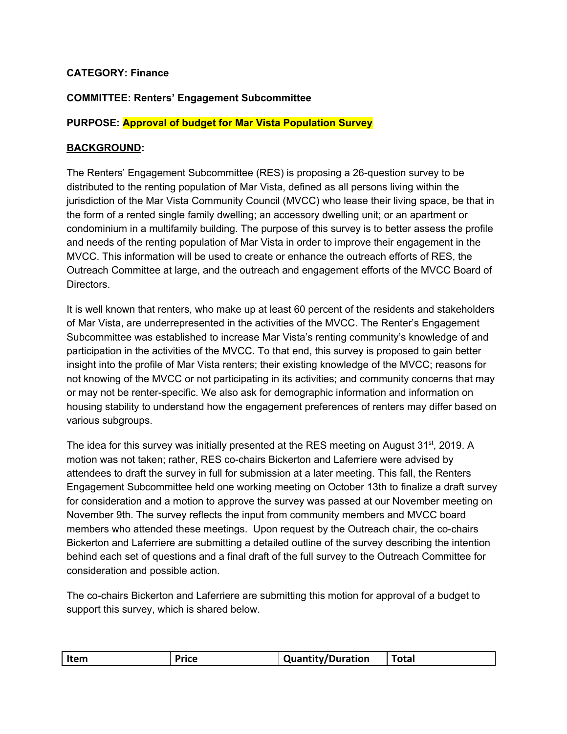**CATEGORY: Finance**

**COMMITTEE: Renters' Engagement Subcommittee**

**PURPOSE: Approval of budget for Mar Vista Population Survey**

**BACKGROUND:**

The Renters' Engagement Subcommittee (RES) is proposing a 26-question survey to be distributed to the renting population of Mar Vista, defined as all persons living within the jurisdiction of the Mar Vista Community Council (MVCC) who lease their living space, be that in the form of a rented single family dwelling; an accessory dwelling unit; or an apartment or condominium in a multifamily building. The purpose of this survey is to better assess the profile and needs of the renting population of Mar Vista in order to improve their engagement in the MVCC. This information will be used to create or enhance the outreach efforts of RES, the Outreach Committee at large, and the outreach and engagement efforts of the MVCC Board of Directors.

It is well known that renters, who make up at least 60 percent of the residents and stakeholders of Mar Vista, are underrepresented in the activities of the MVCC. The Renter's Engagement Subcommittee was established to increase Mar Vista's renting community's knowledge of and participation in the activities of the MVCC. To that end, this survey is proposed to gain better insight into the profile of Mar Vista renters; their existing knowledge of the MVCC; reasons for not knowing of the MVCC or not participating in its activities; and community concerns that may or may not be renter-specific. We also ask for demographic information and information on housing stability to understand how the engagement preferences of renters may differ based on various subgroups.

The idea for this survey was initially presented at the RES meeting on August 31st, 2019. A motion was not taken; rather, RES co-chairs Bickerton and Laferriere were advised by attendees to draft the survey in full for submission at a later meeting. This fall, the Renters Engagement Subcommittee held one working meeting on October 13th to finalize a draft survey for consideration and a motion to approve the survey was passed at our November meeting on November 9th. The survey reflects the input from community members and MVCC board members who attended these meetings. Upon request by the Outreach chair, the co-chairs Bickerton and Laferriere are submitting a detailed outline of the survey describing the intention behind each set of questions and a final draft of the full survey to the Outreach Committee for consideration and possible action.

The co-chairs Bickerton and Laferriere are submitting this motion for approval of a budget to support this survey, which is shared below.

| Item | Price | Quantity/Duration | Total |
|---|---|---|---|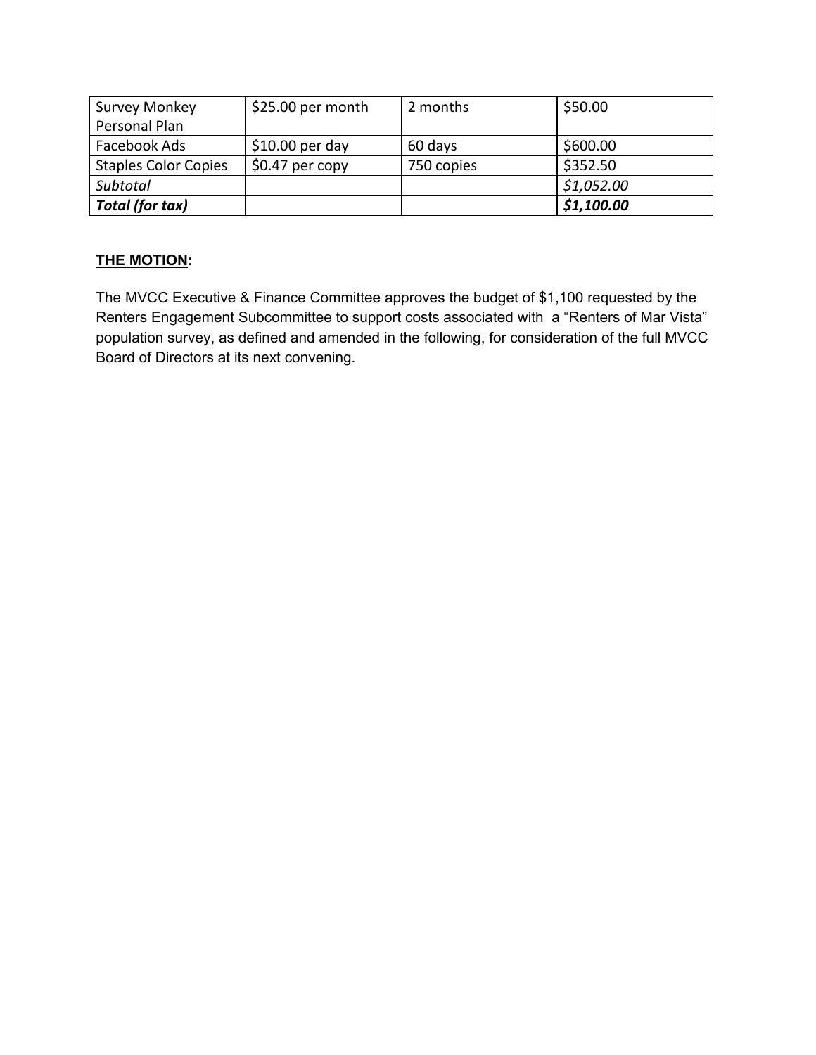| | | | |
|---|---|---|---|
| Survey Monkey Personal Plan | $25.00 per month | 2 months | $50.00 |
| Facebook Ads | $10.00 per day | 60 days | $600.00 |
| Staples Color Copies | $0.47 per copy | 750 copies | $352.50 |
| *Subtotal* | | | *$1,052.00* |
| ***Total (for tax)*** | | | ***$1,100.00*** |

**<u>THE MOTION</u>:**

The MVCC Executive & Finance Committee approves the budget of $1,100 requested by the Renters Engagement Subcommittee to support costs associated with a "Renters of Mar Vista" population survey, as defined and amended in the following, for consideration of the full MVCC Board of Directors at its next convening.